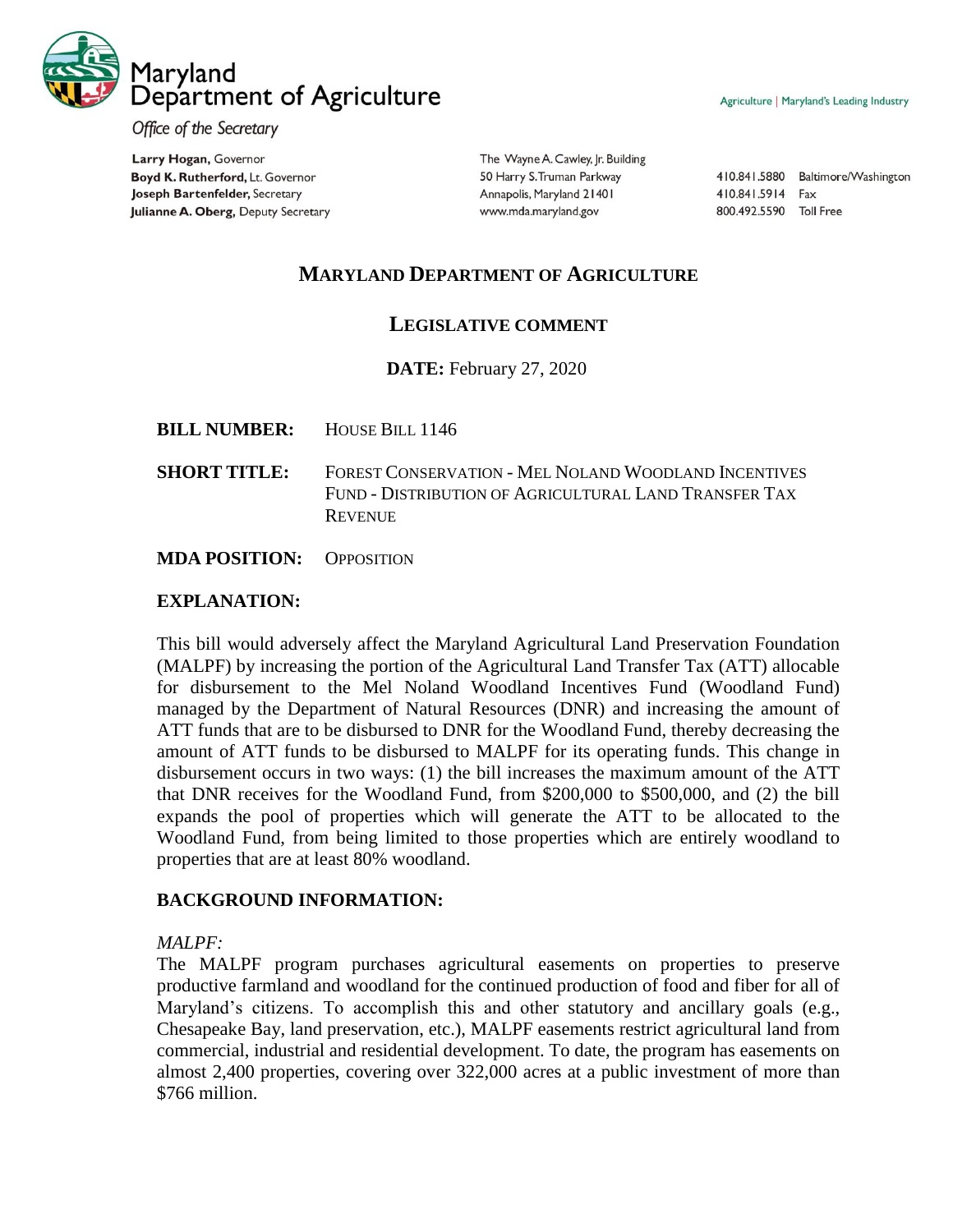Maryland Department of Agriculture

*Office of the Secretary*

Agriculture | Maryland's Leading Industry

**Larry Hogan,** Governor
**Boyd K. Rutherford,** Lt. Governor
**Joseph Bartenfelder,** Secretary
**Julianne A. Oberg,** Deputy Secretary

The Wayne A. Cawley, Jr. Building
50 Harry S. Truman Parkway
Annapolis, Maryland 21401
www.mda.maryland.gov

410.841.5880 Baltimore/Washington
410.841.5914 Fax
800.492.5590 Toll Free

# MARYLAND DEPARTMENT OF AGRICULTURE

## LEGISLATIVE COMMENT

**DATE:** February 27, 2020

**BILL NUMBER:** HOUSE BILL 1146

**SHORT TITLE:** FOREST CONSERVATION - MEL NOLAND WOODLAND INCENTIVES FUND - DISTRIBUTION OF AGRICULTURAL LAND TRANSFER TAX REVENUE

**MDA POSITION:** OPPOSITION

### EXPLANATION:

This bill would adversely affect the Maryland Agricultural Land Preservation Foundation (MALPF) by increasing the portion of the Agricultural Land Transfer Tax (ATT) allocable for disbursement to the Mel Noland Woodland Incentives Fund (Woodland Fund) managed by the Department of Natural Resources (DNR) and increasing the amount of ATT funds that are to be disbursed to DNR for the Woodland Fund, thereby decreasing the amount of ATT funds to be disbursed to MALPF for its operating funds. This change in disbursement occurs in two ways: (1) the bill increases the maximum amount of the ATT that DNR receives for the Woodland Fund, from $200,000 to $500,000, and (2) the bill expands the pool of properties which will generate the ATT to be allocated to the Woodland Fund, from being limited to those properties which are entirely woodland to properties that are at least 80% woodland.

### BACKGROUND INFORMATION:

*MALPF:*
The MALPF program purchases agricultural easements on properties to preserve productive farmland and woodland for the continued production of food and fiber for all of Maryland's citizens. To accomplish this and other statutory and ancillary goals (e.g., Chesapeake Bay, land preservation, etc.), MALPF easements restrict agricultural land from commercial, industrial and residential development. To date, the program has easements on almost 2,400 properties, covering over 322,000 acres at a public investment of more than $766 million.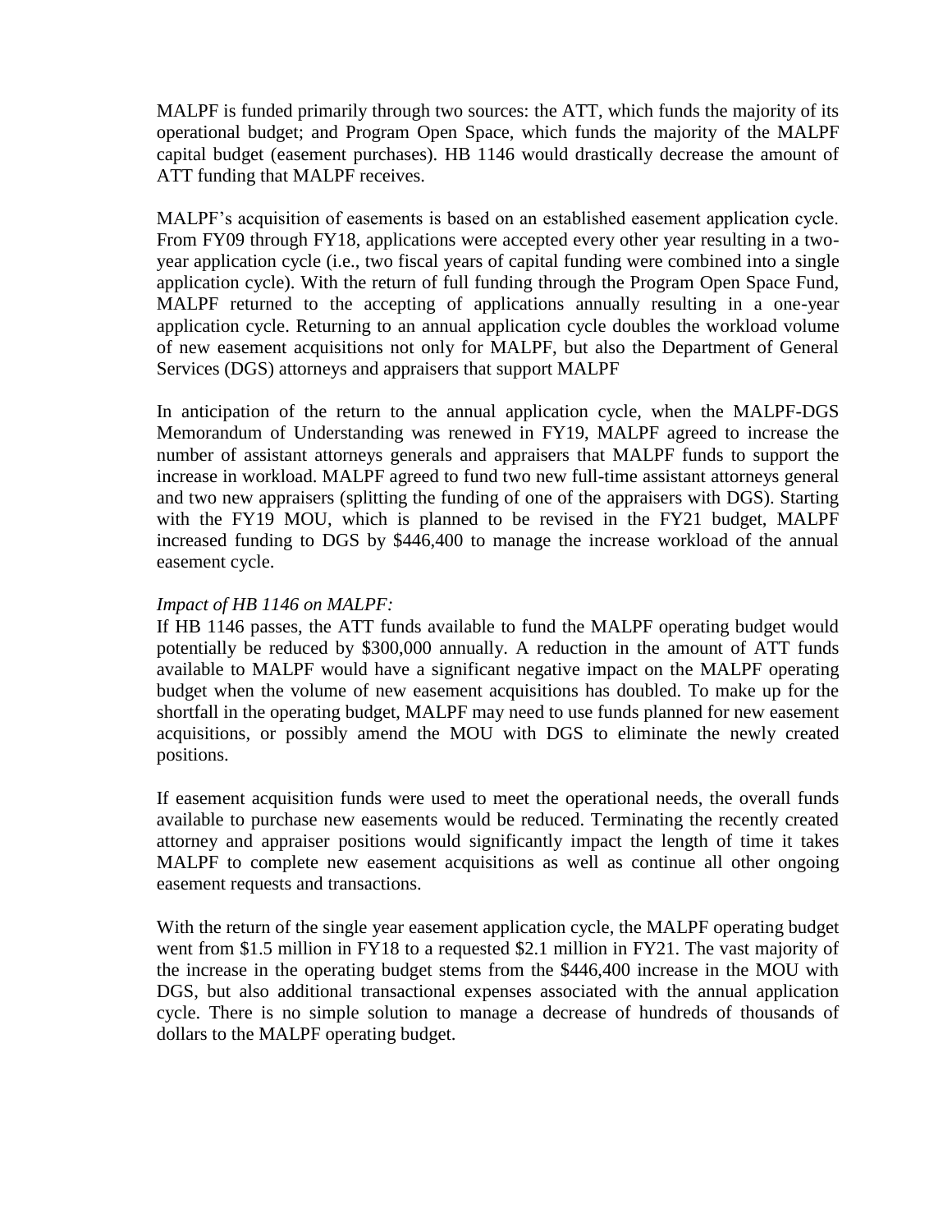MALPF is funded primarily through two sources: the ATT, which funds the majority of its operational budget; and Program Open Space, which funds the majority of the MALPF capital budget (easement purchases). HB 1146 would drastically decrease the amount of ATT funding that MALPF receives.

MALPF's acquisition of easements is based on an established easement application cycle. From FY09 through FY18, applications were accepted every other year resulting in a two-year application cycle (i.e., two fiscal years of capital funding were combined into a single application cycle). With the return of full funding through the Program Open Space Fund, MALPF returned to the accepting of applications annually resulting in a one-year application cycle. Returning to an annual application cycle doubles the workload volume of new easement acquisitions not only for MALPF, but also the Department of General Services (DGS) attorneys and appraisers that support MALPF

In anticipation of the return to the annual application cycle, when the MALPF-DGS Memorandum of Understanding was renewed in FY19, MALPF agreed to increase the number of assistant attorneys generals and appraisers that MALPF funds to support the increase in workload. MALPF agreed to fund two new full-time assistant attorneys general and two new appraisers (splitting the funding of one of the appraisers with DGS). Starting with the FY19 MOU, which is planned to be revised in the FY21 budget, MALPF increased funding to DGS by $446,400 to manage the increase workload of the annual easement cycle.

*Impact of HB 1146 on MALPF:*
If HB 1146 passes, the ATT funds available to fund the MALPF operating budget would potentially be reduced by $300,000 annually. A reduction in the amount of ATT funds available to MALPF would have a significant negative impact on the MALPF operating budget when the volume of new easement acquisitions has doubled. To make up for the shortfall in the operating budget, MALPF may need to use funds planned for new easement acquisitions, or possibly amend the MOU with DGS to eliminate the newly created positions.

If easement acquisition funds were used to meet the operational needs, the overall funds available to purchase new easements would be reduced. Terminating the recently created attorney and appraiser positions would significantly impact the length of time it takes MALPF to complete new easement acquisitions as well as continue all other ongoing easement requests and transactions.

With the return of the single year easement application cycle, the MALPF operating budget went from $1.5 million in FY18 to a requested $2.1 million in FY21. The vast majority of the increase in the operating budget stems from the $446,400 increase in the MOU with DGS, but also additional transactional expenses associated with the annual application cycle. There is no simple solution to manage a decrease of hundreds of thousands of dollars to the MALPF operating budget.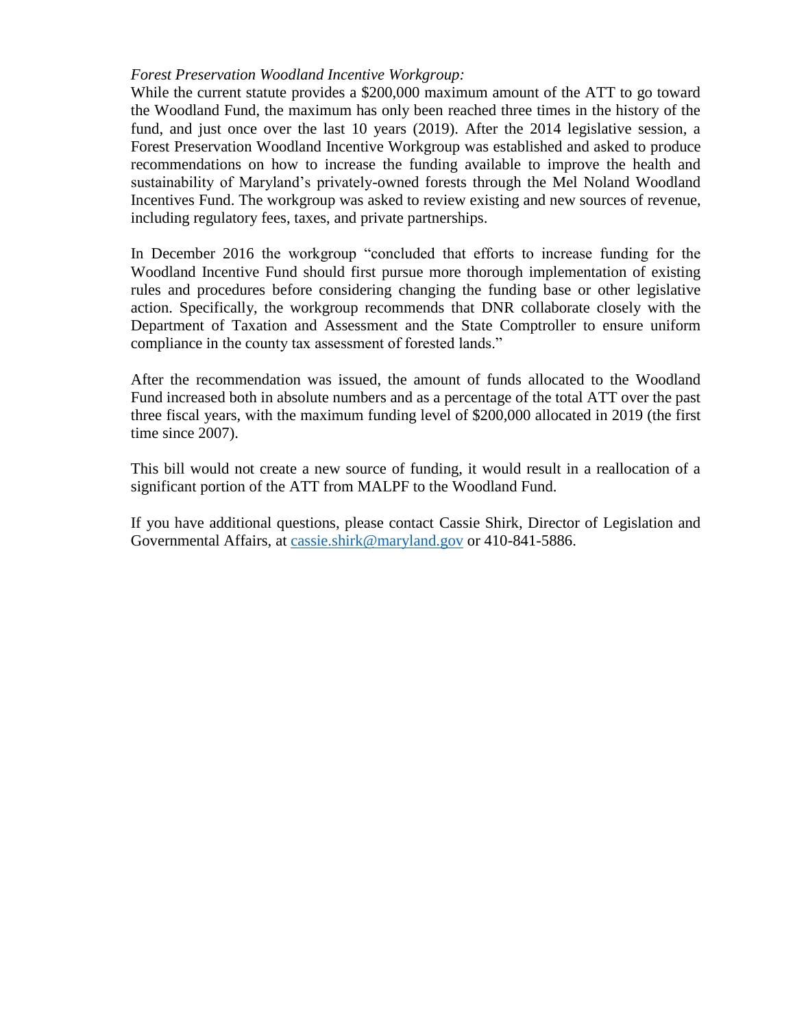*Forest Preservation Woodland Incentive Workgroup:*

While the current statute provides a $200,000 maximum amount of the ATT to go toward the Woodland Fund, the maximum has only been reached three times in the history of the fund, and just once over the last 10 years (2019). After the 2014 legislative session, a Forest Preservation Woodland Incentive Workgroup was established and asked to produce recommendations on how to increase the funding available to improve the health and sustainability of Maryland's privately-owned forests through the Mel Noland Woodland Incentives Fund. The workgroup was asked to review existing and new sources of revenue, including regulatory fees, taxes, and private partnerships.

In December 2016 the workgroup "concluded that efforts to increase funding for the Woodland Incentive Fund should first pursue more thorough implementation of existing rules and procedures before considering changing the funding base or other legislative action. Specifically, the workgroup recommends that DNR collaborate closely with the Department of Taxation and Assessment and the State Comptroller to ensure uniform compliance in the county tax assessment of forested lands."

After the recommendation was issued, the amount of funds allocated to the Woodland Fund increased both in absolute numbers and as a percentage of the total ATT over the past three fiscal years, with the maximum funding level of $200,000 allocated in 2019 (the first time since 2007).

This bill would not create a new source of funding, it would result in a reallocation of a significant portion of the ATT from MALPF to the Woodland Fund.

If you have additional questions, please contact Cassie Shirk, Director of Legislation and Governmental Affairs, at [cassie.shirk@maryland.gov](mailto:cassie.shirk@maryland.gov) or 410-841-5886.